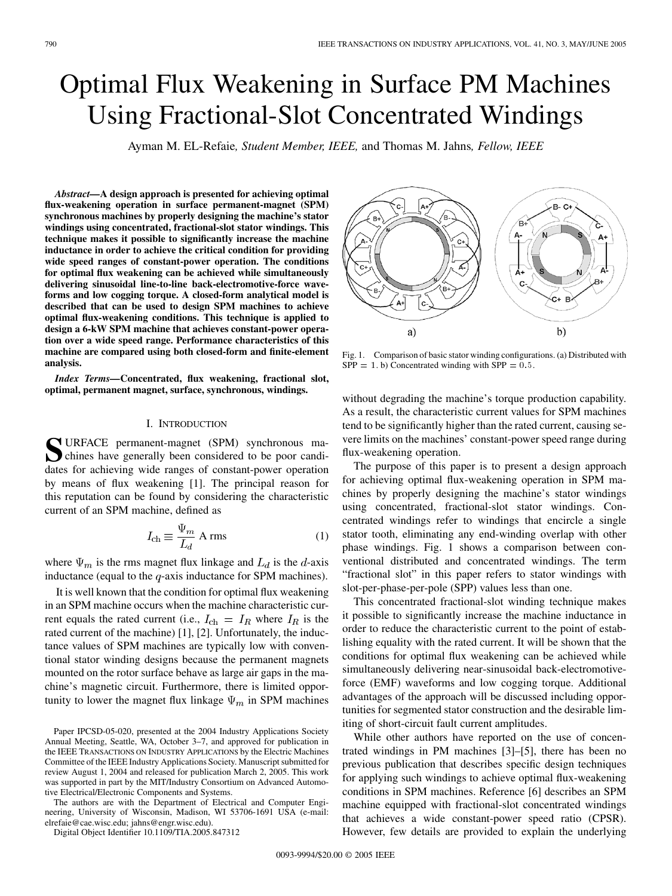# Optimal Flux Weakening in Surface PM Machines Using Fractional-Slot Concentrated Windings

Ayman M. EL-Refaie, *Student Member, IEEE*, and Thomas M. Jahns, *Fellow, IEEE*

***Abstract*—A design approach is presented for achieving optimal flux-weakening operation in surface permanent-magnet (SPM) synchronous machines by properly designing the machine's stator windings using concentrated, fractional-slot stator windings. This technique makes it possible to significantly increase the machine inductance in order to achieve the critical condition for providing wide speed ranges of constant-power operation. The conditions for optimal flux weakening can be achieved while simultaneously delivering sinusoidal line-to-line back-electromotive-force waveforms and low cogging torque. A closed-form analytical model is described that can be used to design SPM machines to achieve optimal flux-weakening conditions. This technique is applied to design a 6-kW SPM machine that achieves constant-power operation over a wide speed range. Performance characteristics of this machine are compared using both closed-form and finite-element analysis.**

***Index Terms*—Concentrated, flux weakening, fractional slot, optimal, permanent magnet, surface, synchronous, windings.**

## I. Introduction

Surface permanent-magnet (SPM) synchronous machines have generally been considered to be poor candidates for achieving wide ranges of constant-power operation by means of flux weakening [1]. The principal reason for this reputation can be found by considering the characteristic current of an SPM machine, defined as

$$I_{\text{ch}} \equiv \frac{\Psi_m}{L_d} \text{ A rms} \tag{1}$$

where $\Psi_m$ is the rms magnet flux linkage and $L_d$ is the $d$-axis inductance (equal to the $q$-axis inductance for SPM machines).

It is well known that the condition for optimal flux weakening in an SPM machine occurs when the machine characteristic current equals the rated current (i.e., $I_{\text{ch}} = I_R$ where $I_R$ is the rated current of the machine) [1], [2]. Unfortunately, the inductance values of SPM machines are typically low with conventional stator winding designs because the permanent magnets mounted on the rotor surface behave as large air gaps in the machine's magnetic circuit. Furthermore, there is limited opportunity to lower the magnet flux linkage $\Psi_m$ in SPM machines without degrading the machine's torque production capability. As a result, the characteristic current values for SPM machines tend to be significantly higher than the rated current, causing severe limits on the machines' constant-power speed range during flux-weakening operation.

Fig. 1. Comparison of basic stator winding configurations. (a) Distributed with SPP $= 1$. b) Concentrated winding with SPP $= 0.5$.

The purpose of this paper is to present a design approach for achieving optimal flux-weakening operation in SPM machines by properly designing the machine's stator windings using concentrated, fractional-slot stator windings. Concentrated windings refer to windings that encircle a single stator tooth, eliminating any end-winding overlap with other phase windings. Fig. 1 shows a comparison between conventional distributed and concentrated windings. The term "fractional slot" in this paper refers to stator windings with slot-per-phase-per-pole (SPP) values less than one.

This concentrated fractional-slot winding technique makes it possible to significantly increase the machine inductance in order to reduce the characteristic current to the point of establishing equality with the rated current. It will be shown that the conditions for optimal flux weakening can be achieved while simultaneously delivering near-sinusoidal back-electromotive-force (EMF) waveforms and low cogging torque. Additional advantages of the approach will be discussed including opportunities for segmented stator construction and the desirable limiting of short-circuit fault current amplitudes.

While other authors have reported on the use of concentrated windings in PM machines [3]–[5], there has been no previous publication that describes specific design techniques for applying such windings to achieve optimal flux-weakening conditions in SPM machines. Reference [6] describes an SPM machine equipped with fractional-slot concentrated windings that achieves a wide constant-power speed ratio (CPSR). However, few details are provided to explain the underlying

Paper IPCSD-05-020, presented at the 2004 Industry Applications Society Annual Meeting, Seattle, WA, October 3–7, and approved for publication in the IEEE Transactions on Industry Applications by the Electric Machines Committee of the IEEE Industry Applications Society. Manuscript submitted for review August 1, 2004 and released for publication March 2, 2005. This work was supported in part by the MIT/Industry Consortium on Advanced Automotive Electrical/Electronic Components and Systems.

The authors are with the Department of Electrical and Computer Engineering, University of Wisconsin, Madison, WI 53706-1691 USA (e-mail: elrefaie@cae.wisc.edu; jahns@engr.wisc.edu).

Digital Object Identifier 10.1109/TIA.2005.847312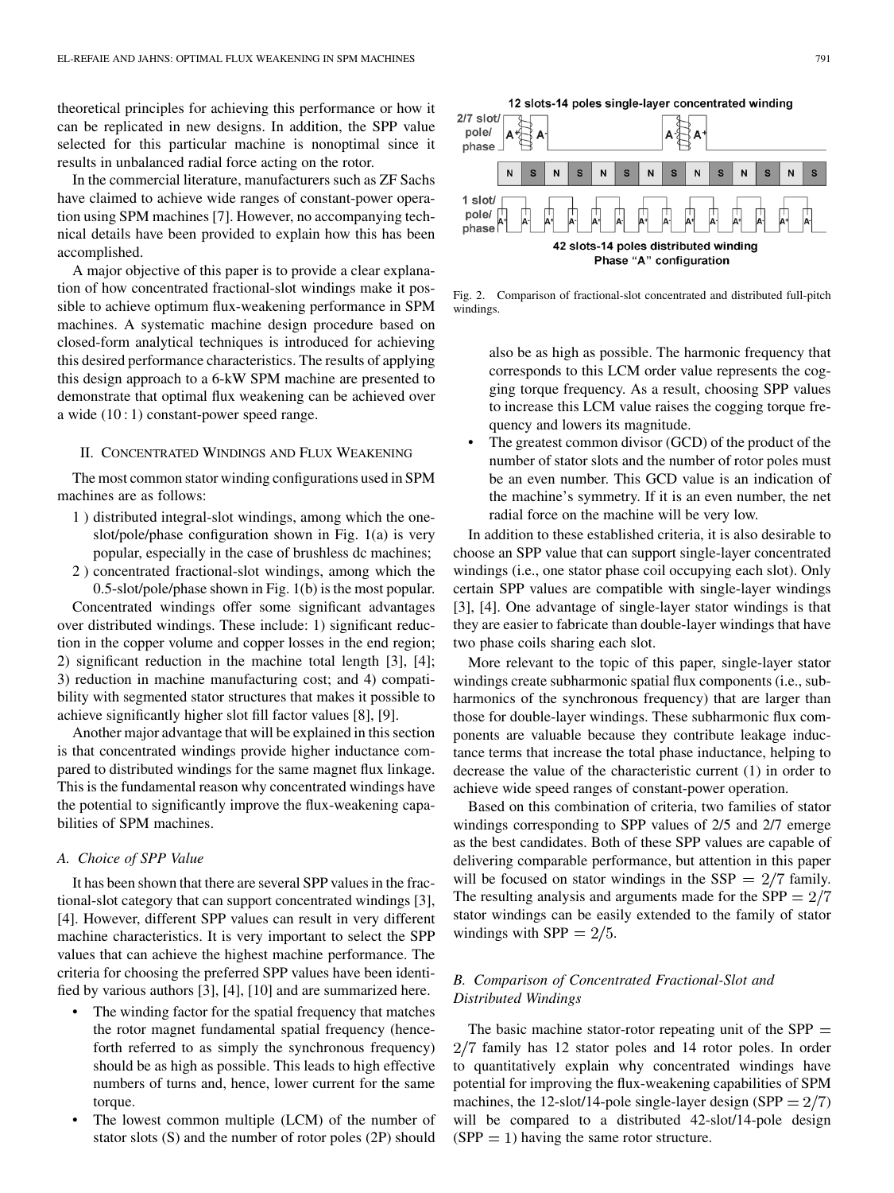theoretical principles for achieving this performance or how it can be replicated in new designs. In addition, the SPP value selected for this particular machine is nonoptimal since it results in unbalanced radial force acting on the rotor.

In the commercial literature, manufacturers such as ZF Sachs have claimed to achieve wide ranges of constant-power operation using SPM machines [7]. However, no accompanying technical details have been provided to explain how this has been accomplished.

A major objective of this paper is to provide a clear explanation of how concentrated fractional-slot windings make it possible to achieve optimum flux-weakening performance in SPM machines. A systematic machine design procedure based on closed-form analytical techniques is introduced for achieving this desired performance characteristics. The results of applying this design approach to a 6-kW SPM machine are presented to demonstrate that optimal flux weakening can be achieved over a wide (10 : 1) constant-power speed range.

## II. Concentrated Windings and Flux Weakening

The most common stator winding configurations used in SPM machines are as follows:

1 ) distributed integral-slot windings, among which the one-slot/pole/phase configuration shown in Fig. 1(a) is very popular, especially in the case of brushless dc machines;

2 ) concentrated fractional-slot windings, among which the 0.5-slot/pole/phase shown in Fig. 1(b) is the most popular.

Concentrated windings offer some significant advantages over distributed windings. These include: 1) significant reduction in the copper volume and copper losses in the end region; 2) significant reduction in the machine total length [3], [4]; 3) reduction in machine manufacturing cost; and 4) compatibility with segmented stator structures that makes it possible to achieve significantly higher slot fill factor values [8], [9].

Another major advantage that will be explained in this section is that concentrated windings provide higher inductance compared to distributed windings for the same magnet flux linkage. This is the fundamental reason why concentrated windings have the potential to significantly improve the flux-weakening capabilities of SPM machines.

### A. Choice of SPP Value

It has been shown that there are several SPP values in the fractional-slot category that can support concentrated windings [3], [4]. However, different SPP values can result in very different machine characteristics. It is very important to select the SPP values that can achieve the highest machine performance. The criteria for choosing the preferred SPP values have been identified by various authors [3], [4], [10] and are summarized here.

- The winding factor for the spatial frequency that matches the rotor magnet fundamental spatial frequency (henceforth referred to as simply the synchronous frequency) should be as high as possible. This leads to high effective numbers of turns and, hence, lower current for the same torque.
- The lowest common multiple (LCM) of the number of stator slots (S) and the number of rotor poles (2P) should also be as high as possible. The harmonic frequency that corresponds to this LCM order value represents the cogging torque frequency. As a result, choosing SPP values to increase this LCM value raises the cogging torque frequency and lowers its magnitude.
- The greatest common divisor (GCD) of the product of the number of stator slots and the number of rotor poles must be an even number. This GCD value is an indication of the machine's symmetry. If it is an even number, the net radial force on the machine will be very low.

12 slots-14 poles single-layer concentrated winding

42 slots-14 poles distributed winding Phase "A" configuration

Fig. 2. Comparison of fractional-slot concentrated and distributed full-pitch windings.

In addition to these established criteria, it is also desirable to choose an SPP value that can support single-layer concentrated windings (i.e., one stator phase coil occupying each slot). Only certain SPP values are compatible with single-layer windings [3], [4]. One advantage of single-layer stator windings is that they are easier to fabricate than double-layer windings that have two phase coils sharing each slot.

More relevant to the topic of this paper, single-layer stator windings create subharmonic spatial flux components (i.e., subharmonics of the synchronous frequency) that are larger than those for double-layer windings. These subharmonic flux components are valuable because they contribute leakage inductance terms that increase the total phase inductance, helping to decrease the value of the characteristic current (1) in order to achieve wide speed ranges of constant-power operation.

Based on this combination of criteria, two families of stator windings corresponding to SPP values of 2/5 and 2/7 emerge as the best candidates. Both of these SPP values are capable of delivering comparable performance, but attention in this paper will be focused on stator windings in the SSP $= 2/7$ family. The resulting analysis and arguments made for the SPP $= 2/7$ stator windings can be easily extended to the family of stator windings with SPP $= 2/5$.

### B. Comparison of Concentrated Fractional-Slot and Distributed Windings

The basic machine stator-rotor repeating unit of the SPP $=$ $2/7$ family has 12 stator poles and 14 rotor poles. In order to quantitatively explain why concentrated windings have potential for improving the flux-weakening capabilities of SPM machines, the 12-slot/14-pole single-layer design (SPP $= 2/7$) will be compared to a distributed 42-slot/14-pole design (SPP $= 1$) having the same rotor structure.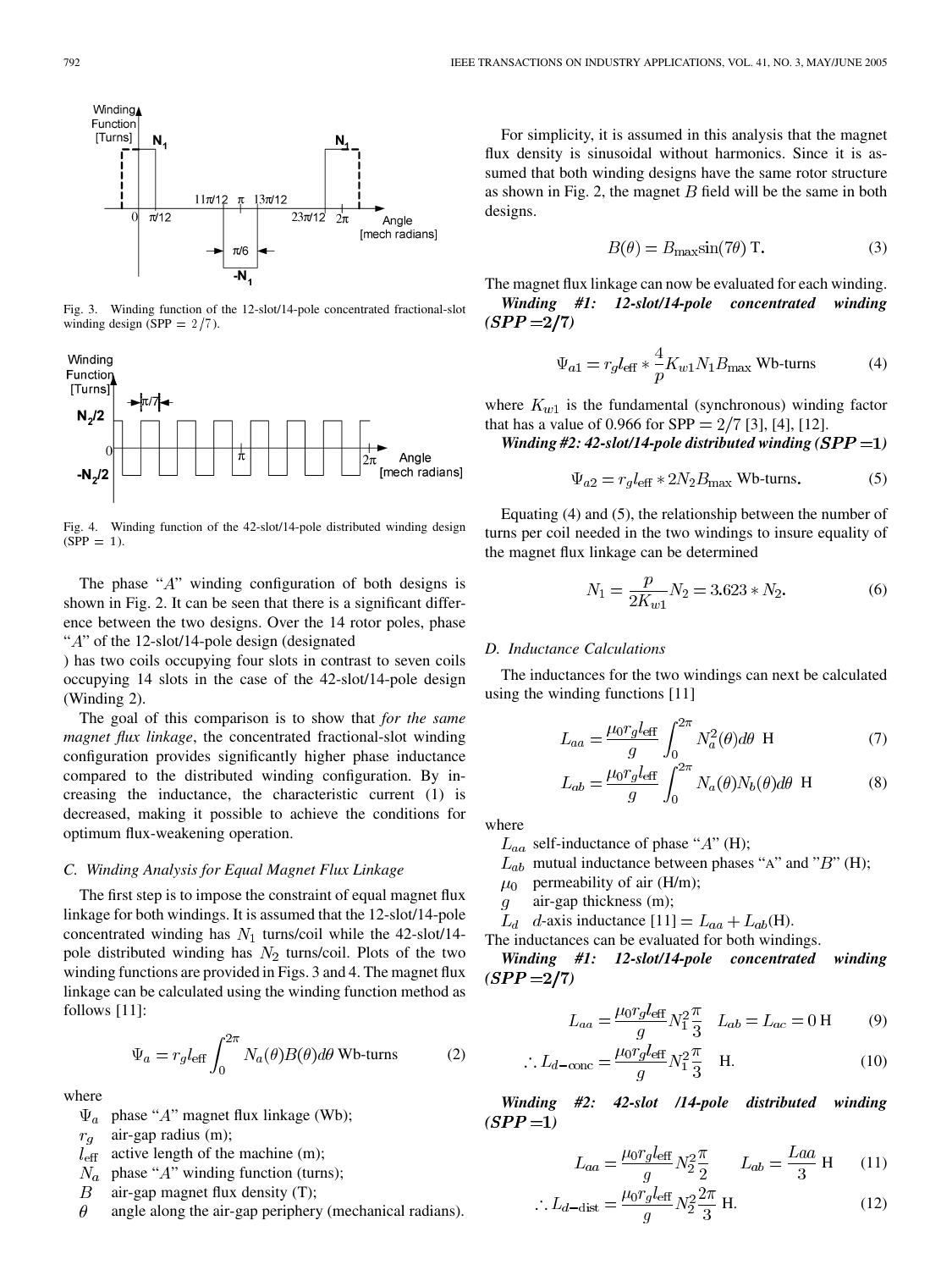Fig. 3. Winding function of the 12-slot/14-pole concentrated fractional-slot winding design (SPP $= 2/7$).

Fig. 4. Winding function of the 42-slot/14-pole distributed winding design (SPP $= 1$).

The phase "$A$" winding configuration of both designs is shown in Fig. 2. It can be seen that there is a significant difference between the two designs. Over the 14 rotor poles, phase "$A$" of the 12-slot/14-pole design (designated
) has two coils occupying four slots in contrast to seven coils occupying 14 slots in the case of the 42-slot/14-pole design (Winding 2).

The goal of this comparison is to show that *for the same magnet flux linkage*, the concentrated fractional-slot winding configuration provides significantly higher phase inductance compared to the distributed winding configuration. By increasing the inductance, the characteristic current (1) is decreased, making it possible to achieve the conditions for optimum flux-weakening operation.

### C. Winding Analysis for Equal Magnet Flux Linkage

The first step is to impose the constraint of equal magnet flux linkage for both windings. It is assumed that the 12-slot/14-pole concentrated winding has $N_1$ turns/coil while the 42-slot/14-pole distributed winding has $N_2$ turns/coil. Plots of the two winding functions are provided in Figs. 3 and 4. The magnet flux linkage can be calculated using the winding function method as follows [11]:

$$\Psi_a = r_g l_{\text{eff}} \int_0^{2\pi} N_a(\theta) B(\theta) d\theta \text{ Wb-turns} \tag{2}$$

where

- $\Psi_a$ phase "$A$" magnet flux linkage (Wb);
- $r_g$ air-gap radius (m);
- $l_{\text{eff}}$ active length of the machine (m);
- $N_a$ phase "$A$" winding function (turns);
- $B$ air-gap magnet flux density (T);
- $\theta$ angle along the air-gap periphery (mechanical radians).

For simplicity, it is assumed in this analysis that the magnet flux density is sinusoidal without harmonics. Since it is assumed that both winding designs have the same rotor structure as shown in Fig. 2, the magnet $B$ field will be the same in both designs.

$$B(\theta) = B_{\max} \sin(7\theta) \text{ T}. \tag{3}$$

The magnet flux linkage can now be evaluated for each winding.

***Winding #1: 12-slot/14-pole concentrated winding (SPP $=2/7$)***

$$\Psi_{a1} = r_g l_{\text{eff}} * \frac{4}{p} K_{w1} N_1 B_{\max} \text{ Wb-turns} \tag{4}$$

where $K_{w1}$ is the fundamental (synchronous) winding factor that has a value of 0.966 for SPP $= 2/7$ [3], [4], [12].

***Winding #2: 42-slot/14-pole distributed winding (SPP $=1$)***

$$\Psi_{a2} = r_g l_{\text{eff}} * 2N_2 B_{\max} \text{ Wb-turns}. \tag{5}$$

Equating (4) and (5), the relationship between the number of turns per coil needed in the two windings to insure equality of the magnet flux linkage can be determined

$$N_1 = \frac{p}{2K_{w1}} N_2 = 3.623 * N_2. \tag{6}$$

### D. Inductance Calculations

The inductances for the two windings can next be calculated using the winding functions [11]

$$L_{aa} = \frac{\mu_0 r_g l_{\text{eff}}}{g} \int_0^{2\pi} N_a^2(\theta) d\theta \text{ H} \tag{7}$$

$$L_{ab} = \frac{\mu_0 r_g l_{\text{eff}}}{g} \int_0^{2\pi} N_a(\theta) N_b(\theta) d\theta \text{ H} \tag{8}$$

where

- $L_{aa}$ self-inductance of phase "$A$" (H);
- $L_{ab}$ mutual inductance between phases "A" and "$B$" (H);
- $\mu_0$ permeability of air (H/m);
- $g$ air-gap thickness (m);
- $L_d$ $d$-axis inductance [11] $= L_{aa} + L_{ab}$(H).

The inductances can be evaluated for both windings.

***Winding #1: 12-slot/14-pole concentrated winding (SPP $=2/7$)***

$$L_{aa} = \frac{\mu_0 r_g l_{\text{eff}}}{g} N_1^2 \frac{\pi}{3} \quad L_{ab} = L_{ac} = 0 \text{ H} \tag{9}$$

$$\therefore L_{d-\text{conc}} = \frac{\mu_0 r_g l_{\text{eff}}}{g} N_1^2 \frac{\pi}{3} \quad \text{H}. \tag{10}$$

***Winding #2: 42-slot /14-pole distributed winding (SPP $=1$)***

$$L_{aa} = \frac{\mu_0 r_g l_{\text{eff}}}{g} N_2^2 \frac{\pi}{2} \qquad L_{ab} = \frac{Laa}{3} \text{ H} \tag{11}$$

$$\therefore L_{d-\text{dist}} = \frac{\mu_0 r_g l_{\text{eff}}}{g} N_2^2 \frac{2\pi}{3} \text{ H}. \tag{12}$$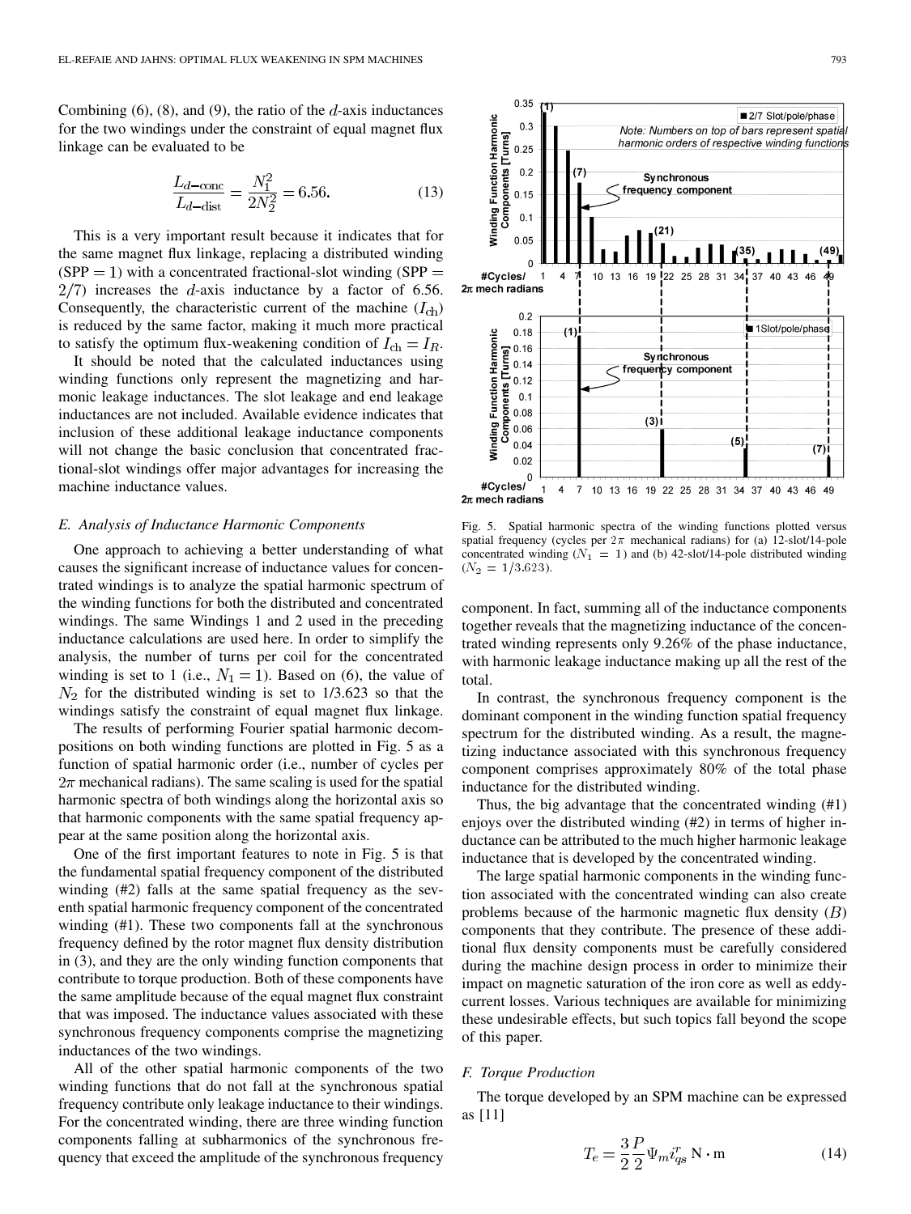Combining (6), (8), and (9), the ratio of the $d$-axis inductances for the two windings under the constraint of equal magnet flux linkage can be evaluated to be

$$\frac{L_{d\text{-conc}}}{L_{d\text{-dist}}} = \frac{N_1^2}{2N_2^2} = 6.56. \tag{13}$$

This is a very important result because it indicates that for the same magnet flux linkage, replacing a distributed winding ($\text{SPP} = 1$) with a concentrated fractional-slot winding ($\text{SPP} = 2/7$) increases the $d$-axis inductance by a factor of 6.56. Consequently, the characteristic current of the machine ($I_{\text{ch}}$) is reduced by the same factor, making it much more practical to satisfy the optimum flux-weakening condition of $I_{\text{ch}} = I_R$.

It should be noted that the calculated inductances using winding functions only represent the magnetizing and harmonic leakage inductances. The slot leakage and end leakage inductances are not included. Available evidence indicates that inclusion of these additional leakage inductance components will not change the basic conclusion that concentrated fractional-slot windings offer major advantages for increasing the machine inductance values.

### *E. Analysis of Inductance Harmonic Components*

One approach to achieving a better understanding of what causes the significant increase of inductance values for concentrated windings is to analyze the spatial harmonic spectrum of the winding functions for both the distributed and concentrated windings. The same Windings 1 and 2 used in the preceding inductance calculations are used here. In order to simplify the analysis, the number of turns per coil for the concentrated winding is set to 1 (i.e., $N_1 = 1$). Based on (6), the value of $N_2$ for the distributed winding is set to 1/3.623 so that the windings satisfy the constraint of equal magnet flux linkage.

The results of performing Fourier spatial harmonic decompositions on both winding functions are plotted in Fig. 5 as a function of spatial harmonic order (i.e., number of cycles per $2\pi$ mechanical radians). The same scaling is used for the spatial harmonic spectra of both windings along the horizontal axis so that harmonic components with the same spatial frequency appear at the same position along the horizontal axis.

One of the first important features to note in Fig. 5 is that the fundamental spatial frequency component of the distributed winding (#2) falls at the same spatial frequency as the seventh spatial harmonic frequency component of the concentrated winding (#1). These two components fall at the synchronous frequency defined by the rotor magnet flux density distribution in (3), and they are the only winding function components that contribute to torque production. Both of these components have the same amplitude because of the equal magnet flux constraint that was imposed. The inductance values associated with these synchronous frequency components comprise the magnetizing inductances of the two windings.

All of the other spatial harmonic components of the two winding functions that do not fall at the synchronous spatial frequency contribute only leakage inductance to their windings. For the concentrated winding, there are three winding function components falling at subharmonics of the synchronous frequency that exceed the amplitude of the synchronous frequency component. In fact, summing all of the inductance components together reveals that the magnetizing inductance of the concentrated winding represents only 9.26% of the phase inductance, with harmonic leakage inductance making up all the rest of the total.

Fig. 5. Spatial harmonic spectra of the winding functions plotted versus spatial frequency (cycles per $2\pi$ mechanical radians) for (a) 12-slot/14-pole concentrated winding ($N_1 = 1$) and (b) 42-slot/14-pole distributed winding ($N_2 = 1/3.623$).

In contrast, the synchronous frequency component is the dominant component in the winding function spatial frequency spectrum for the distributed winding. As a result, the magnetizing inductance associated with this synchronous frequency component comprises approximately 80% of the total phase inductance for the distributed winding.

Thus, the big advantage that the concentrated winding (#1) enjoys over the distributed winding (#2) in terms of higher inductance can be attributed to the much higher harmonic leakage inductance that is developed by the concentrated winding.

The large spatial harmonic components in the winding function associated with the concentrated winding can also create problems because of the harmonic magnetic flux density ($B$) components that they contribute. The presence of these additional flux density components must be carefully considered during the machine design process in order to minimize their impact on magnetic saturation of the iron core as well as eddy-current losses. Various techniques are available for minimizing these undesirable effects, but such topics fall beyond the scope of this paper.

### *F. Torque Production*

The torque developed by an SPM machine can be expressed as [11]

$$T_e = \frac{3}{2}\frac{P}{2}\Psi_m i_{qs}^r \ \text{N}\cdot\text{m} \tag{14}$$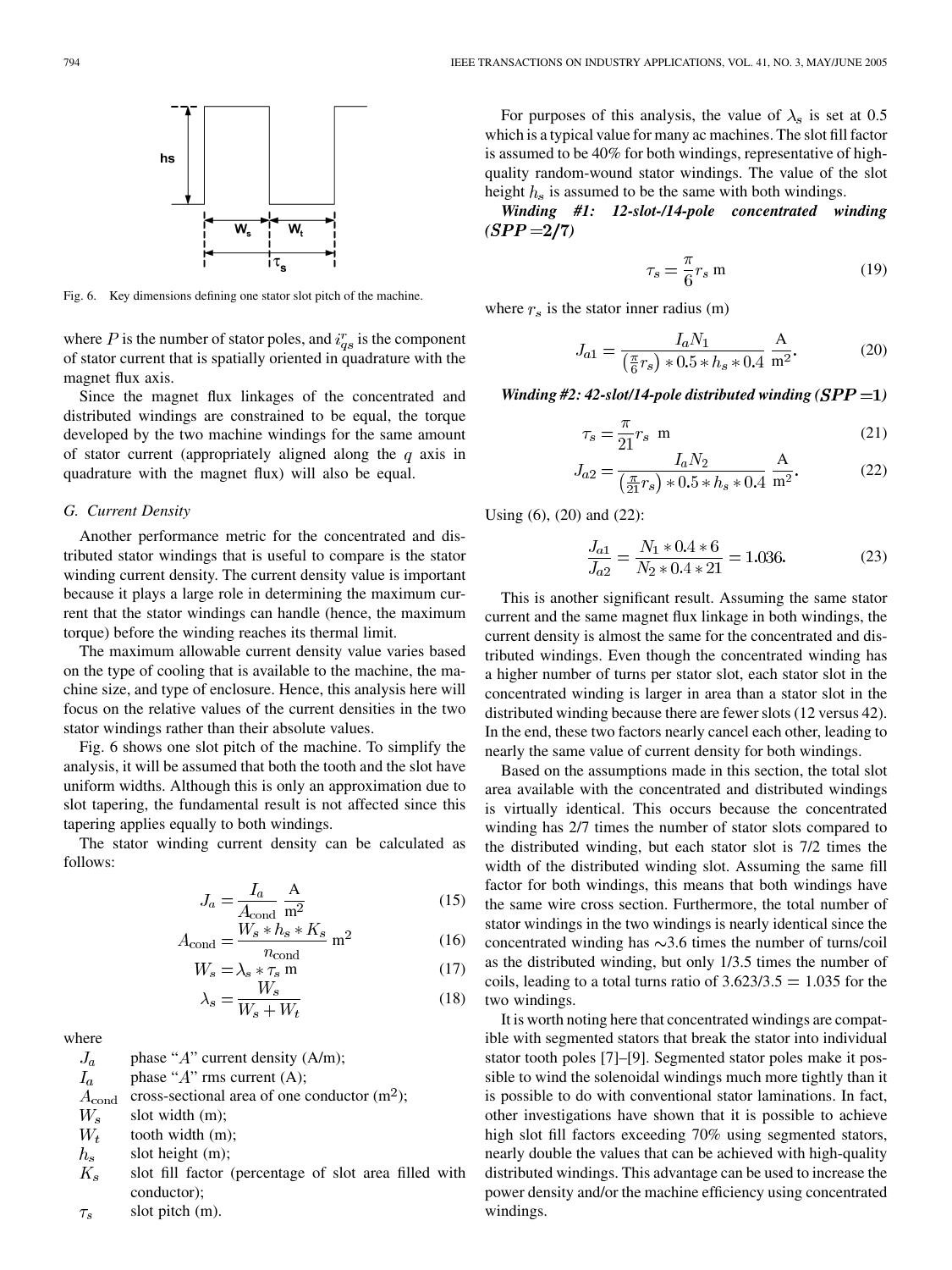Fig. 6. Key dimensions defining one stator slot pitch of the machine.

where $P$ is the number of stator poles, and $i_{qs}^r$ is the component of stator current that is spatially oriented in quadrature with the magnet flux axis.

Since the magnet flux linkages of the concentrated and distributed windings are constrained to be equal, the torque developed by the two machine windings for the same amount of stator current (appropriately aligned along the $q$ axis in quadrature with the magnet flux) will also be equal.

### G. Current Density

Another performance metric for the concentrated and distributed stator windings that is useful to compare is the stator winding current density. The current density value is important because it plays a large role in determining the maximum current that the stator windings can handle (hence, the maximum torque) before the winding reaches its thermal limit.

The maximum allowable current density value varies based on the type of cooling that is available to the machine, the machine size, and type of enclosure. Hence, this analysis here will focus on the relative values of the current densities in the two stator windings rather than their absolute values.

Fig. 6 shows one slot pitch of the machine. To simplify the analysis, it will be assumed that both the tooth and the slot have uniform widths. Although this is only an approximation due to slot tapering, the fundamental result is not affected since this tapering applies equally to both windings.

The stator winding current density can be calculated as follows:

$$J_a = \frac{I_a}{A_{\text{cond}}} \ \frac{\text{A}}{\text{m}^2} \tag{15}$$

$$A_{\text{cond}} = \frac{W_s * h_s * K_s}{n_{\text{cond}}} \ \text{m}^2 \tag{16}$$

$$W_s = \lambda_s * \tau_s \ \text{m} \tag{17}$$

$$\lambda_s = \frac{W_s}{W_s + W_t} \tag{18}$$

where

- $J_a$ phase "$A$" current density (A/m);
- $I_a$ phase "$A$" rms current (A);
- $A_{\text{cond}}$ cross-sectional area of one conductor (m$^2$);
- $W_s$ slot width (m);
- $W_t$ tooth width (m);
- $h_s$ slot height (m);
- $K_s$ slot fill factor (percentage of slot area filled with conductor);
- $\tau_s$ slot pitch (m).

For purposes of this analysis, the value of $\lambda_s$ is set at 0.5 which is a typical value for many ac machines. The slot fill factor is assumed to be 40% for both windings, representative of high-quality random-wound stator windings. The value of the slot height $h_s$ is assumed to be the same with both windings.

***Winding #1: 12-slot-/14-pole concentrated winding (SPP = 2/7)***

$$\tau_s = \frac{\pi}{6} r_s \ \text{m} \tag{19}$$

where $r_s$ is the stator inner radius (m)

$$J_{a1} = \frac{I_a N_1}{\left(\frac{\pi}{6} r_s\right) * 0.5 * h_s * 0.4} \ \frac{\text{A}}{\text{m}^2}. \tag{20}$$

***Winding #2: 42-slot/14-pole distributed winding (SPP = 1)***

$$\tau_s = \frac{\pi}{21} r_s \ \text{m} \tag{21}$$

$$J_{a2} = \frac{I_a N_2}{\left(\frac{\pi}{21} r_s\right) * 0.5 * h_s * 0.4} \ \frac{\text{A}}{\text{m}^2}. \tag{22}$$

Using (6), (20) and (22):

$$\frac{J_{a1}}{J_{a2}} = \frac{N_1 * 0.4 * 6}{N_2 * 0.4 * 21} = 1.036. \tag{23}$$

This is another significant result. Assuming the same stator current and the same magnet flux linkage in both windings, the current density is almost the same for the concentrated and distributed windings. Even though the concentrated winding has a higher number of turns per stator slot, each stator slot in the concentrated winding is larger in area than a stator slot in the distributed winding because there are fewer slots (12 versus 42). In the end, these two factors nearly cancel each other, leading to nearly the same value of current density for both windings.

Based on the assumptions made in this section, the total slot area available with the concentrated and distributed windings is virtually identical. This occurs because the concentrated winding has 2/7 times the number of stator slots compared to the distributed winding, but each stator slot is 7/2 times the width of the distributed winding slot. Assuming the same fill factor for both windings, this means that both windings have the same wire cross section. Furthermore, the total number of stator windings in the two windings is nearly identical since the concentrated winding has ~3.6 times the number of turns/coil as the distributed winding, but only 1/3.5 times the number of coils, leading to a total turns ratio of 3.623/3.5 = 1.035 for the two windings.

It is worth noting here that concentrated windings are compatible with segmented stators that break the stator into individual stator tooth poles [7]–[9]. Segmented stator poles make it possible to wind the solenoidal windings much more tightly than it is possible to do with conventional stator laminations. In fact, other investigations have shown that it is possible to achieve high slot fill factors exceeding 70% using segmented stators, nearly double the values that can be achieved with high-quality distributed windings. This advantage can be used to increase the power density and/or the machine efficiency using concentrated windings.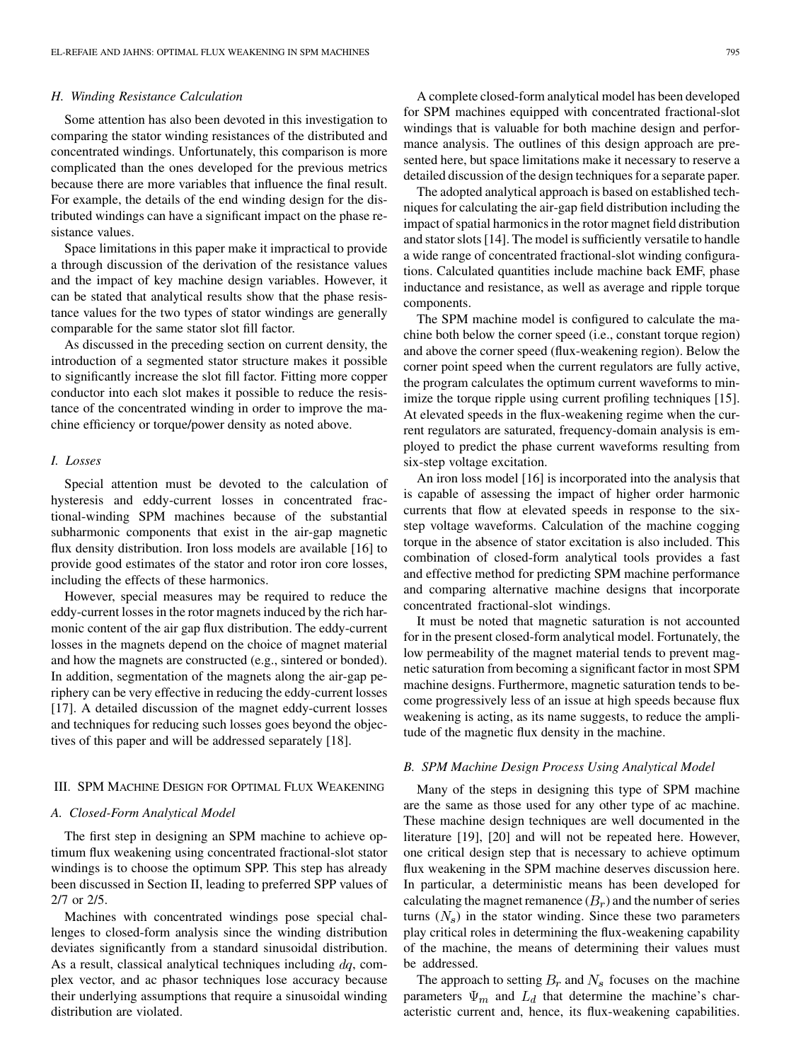### H. Winding Resistance Calculation

Some attention has also been devoted in this investigation to comparing the stator winding resistances of the distributed and concentrated windings. Unfortunately, this comparison is more complicated than the ones developed for the previous metrics because there are more variables that influence the final result. For example, the details of the end winding design for the distributed windings can have a significant impact on the phase resistance values.

Space limitations in this paper make it impractical to provide a through discussion of the derivation of the resistance values and the impact of key machine design variables. However, it can be stated that analytical results show that the phase resistance values for the two types of stator windings are generally comparable for the same stator slot fill factor.

As discussed in the preceding section on current density, the introduction of a segmented stator structure makes it possible to significantly increase the slot fill factor. Fitting more copper conductor into each slot makes it possible to reduce the resistance of the concentrated winding in order to improve the machine efficiency or torque/power density as noted above.

### I. Losses

Special attention must be devoted to the calculation of hysteresis and eddy-current losses in concentrated fractional-winding SPM machines because of the substantial subharmonic components that exist in the air-gap magnetic flux density distribution. Iron loss models are available [16] to provide good estimates of the stator and rotor iron core losses, including the effects of these harmonics.

However, special measures may be required to reduce the eddy-current losses in the rotor magnets induced by the rich harmonic content of the air gap flux distribution. The eddy-current losses in the magnets depend on the choice of magnet material and how the magnets are constructed (e.g., sintered or bonded). In addition, segmentation of the magnets along the air-gap periphery can be very effective in reducing the eddy-current losses [17]. A detailed discussion of the magnet eddy-current losses and techniques for reducing such losses goes beyond the objectives of this paper and will be addressed separately [18].

## III. SPM Machine Design for Optimal Flux Weakening

### A. Closed-Form Analytical Model

The first step in designing an SPM machine to achieve optimum flux weakening using concentrated fractional-slot stator windings is to choose the optimum SPP. This step has already been discussed in Section II, leading to preferred SPP values of 2/7 or 2/5.

Machines with concentrated windings pose special challenges to closed-form analysis since the winding distribution deviates significantly from a standard sinusoidal distribution. As a result, classical analytical techniques including $dq$, complex vector, and ac phasor techniques lose accuracy because their underlying assumptions that require a sinusoidal winding distribution are violated.

A complete closed-form analytical model has been developed for SPM machines equipped with concentrated fractional-slot windings that is valuable for both machine design and performance analysis. The outlines of this design approach are presented here, but space limitations make it necessary to reserve a detailed discussion of the design techniques for a separate paper.

The adopted analytical approach is based on established techniques for calculating the air-gap field distribution including the impact of spatial harmonics in the rotor magnet field distribution and stator slots [14]. The model is sufficiently versatile to handle a wide range of concentrated fractional-slot winding configurations. Calculated quantities include machine back EMF, phase inductance and resistance, as well as average and ripple torque components.

The SPM machine model is configured to calculate the machine both below the corner speed (i.e., constant torque region) and above the corner speed (flux-weakening region). Below the corner point speed when the current regulators are fully active, the program calculates the optimum current waveforms to minimize the torque ripple using current profiling techniques [15]. At elevated speeds in the flux-weakening regime when the current regulators are saturated, frequency-domain analysis is employed to predict the phase current waveforms resulting from six-step voltage excitation.

An iron loss model [16] is incorporated into the analysis that is capable of assessing the impact of higher order harmonic currents that flow at elevated speeds in response to the six-step voltage waveforms. Calculation of the machine cogging torque in the absence of stator excitation is also included. This combination of closed-form analytical tools provides a fast and effective method for predicting SPM machine performance and comparing alternative machine designs that incorporate concentrated fractional-slot windings.

It must be noted that magnetic saturation is not accounted for in the present closed-form analytical model. Fortunately, the low permeability of the magnet material tends to prevent magnetic saturation from becoming a significant factor in most SPM machine designs. Furthermore, magnetic saturation tends to become progressively less of an issue at high speeds because flux weakening is acting, as its name suggests, to reduce the amplitude of the magnetic flux density in the machine.

### B. SPM Machine Design Process Using Analytical Model

Many of the steps in designing this type of SPM machine are the same as those used for any other type of ac machine. These machine design techniques are well documented in the literature [19], [20] and will not be repeated here. However, one critical design step that is necessary to achieve optimum flux weakening in the SPM machine deserves discussion here. In particular, a deterministic means has been developed for calculating the magnet remanence ($B_r$) and the number of series turns ($N_s$) in the stator winding. Since these two parameters play critical roles in determining the flux-weakening capability of the machine, the means of determining their values must be addressed.

The approach to setting $B_r$ and $N_s$ focuses on the machine parameters $\Psi_m$ and $L_d$ that determine the machine's characteristic current and, hence, its flux-weakening capabilities.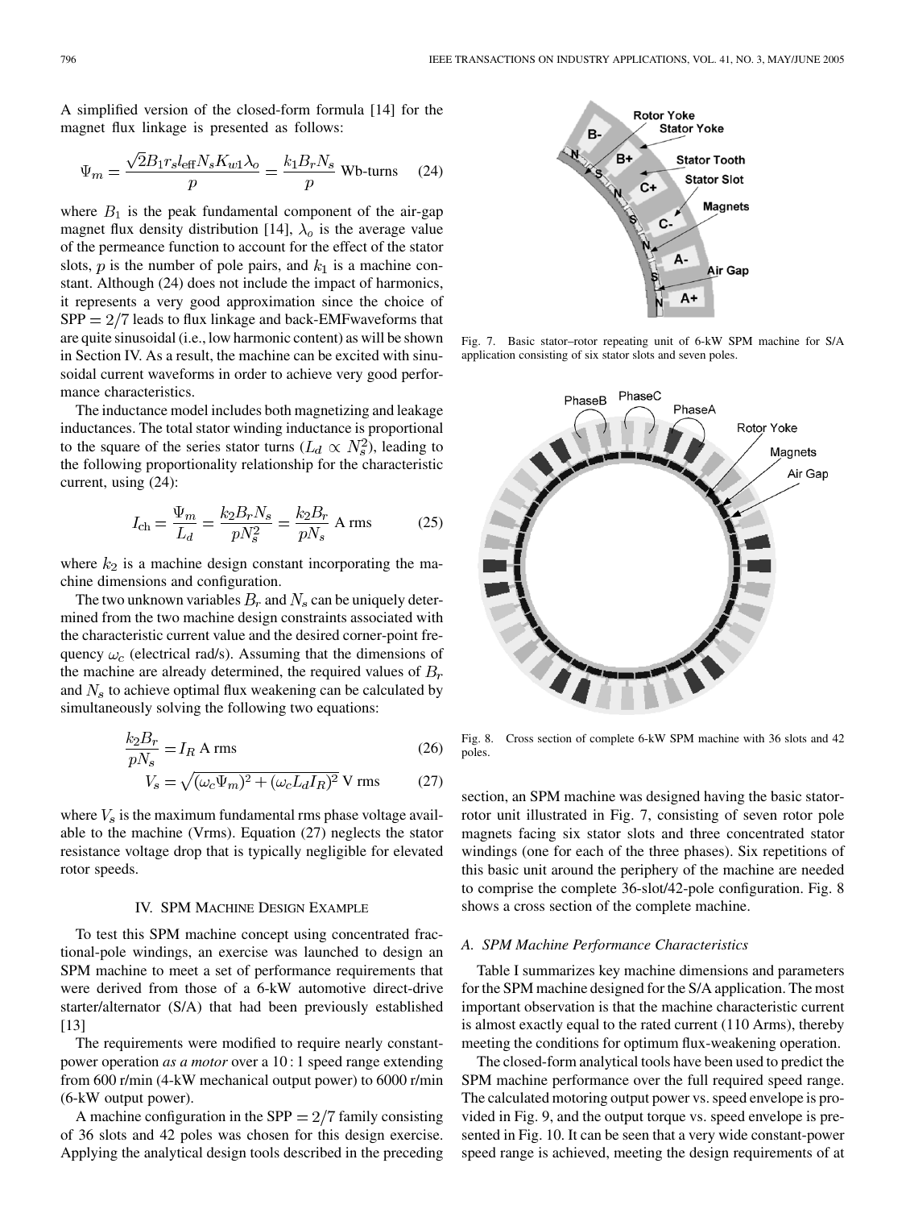A simplified version of the closed-form formula [14] for the magnet flux linkage is presented as follows:

$$\Psi_m = \frac{\sqrt{2}B_1 r_s l_{\text{eff}} N_s K_{w1} \lambda_o}{p} = \frac{k_1 B_r N_s}{p} \text{ Wb-turns} \quad (24)$$

where $B_1$ is the peak fundamental component of the air-gap magnet flux density distribution [14], $\lambda_o$ is the average value of the permeance function to account for the effect of the stator slots, $p$ is the number of pole pairs, and $k_1$ is a machine constant. Although (24) does not include the impact of harmonics, it represents a very good approximation since the choice of $\text{SPP} = 2/7$ leads to flux linkage and back-EMFwaveforms that are quite sinusoidal (i.e., low harmonic content) as will be shown in Section IV. As a result, the machine can be excited with sinusoidal current waveforms in order to achieve very good performance characteristics.

The inductance model includes both magnetizing and leakage inductances. The total stator winding inductance is proportional to the square of the series stator turns ($L_d \propto N_s^2$), leading to the following proportionality relationship for the characteristic current, using (24):

$$I_{\text{ch}} = \frac{\Psi_m}{L_d} = \frac{k_2 B_r N_s}{p N_s^2} = \frac{k_2 B_r}{p N_s} \text{ A rms} \quad (25)$$

where $k_2$ is a machine design constant incorporating the machine dimensions and configuration.

The two unknown variables $B_r$ and $N_s$ can be uniquely determined from the two machine design constraints associated with the characteristic current value and the desired corner-point frequency $\omega_c$ (electrical rad/s). Assuming that the dimensions of the machine are already determined, the required values of $B_r$ and $N_s$ to achieve optimal flux weakening can be calculated by simultaneously solving the following two equations:

$$\frac{k_2 B_r}{p N_s} = I_R \text{ A rms} \quad (26)$$

$$V_s = \sqrt{(\omega_c \Psi_m)^2 + (\omega_c L_d I_R)^2} \text{ V rms} \quad (27)$$

where $V_s$ is the maximum fundamental rms phase voltage available to the machine (Vrms). Equation (27) neglects the stator resistance voltage drop that is typically negligible for elevated rotor speeds.

## IV. SPM Machine Design Example

To test this SPM machine concept using concentrated fractional-pole windings, an exercise was launched to design an SPM machine to meet a set of performance requirements that were derived from those of a 6-kW automotive direct-drive starter/alternator (S/A) that had been previously established [13]

The requirements were modified to require nearly constant-power operation *as a motor* over a 10 : 1 speed range extending from 600 r/min (4-kW mechanical output power) to 6000 r/min (6-kW output power).

A machine configuration in the $\text{SPP} = 2/7$ family consisting of 36 slots and 42 poles was chosen for this design exercise. Applying the analytical design tools described in the preceding section, an SPM machine was designed having the basic stator-rotor unit illustrated in Fig. 7, consisting of seven rotor pole magnets facing six stator slots and three concentrated stator windings (one for each of the three phases). Six repetitions of this basic unit around the periphery of the machine are needed to comprise the complete 36-slot/42-pole configuration. Fig. 8 shows a cross section of the complete machine.

Fig. 7. Basic stator–rotor repeating unit of 6-kW SPM machine for S/A application consisting of six stator slots and seven poles.

Fig. 8. Cross section of complete 6-kW SPM machine with 36 slots and 42 poles.

### A. SPM Machine Performance Characteristics

Table I summarizes key machine dimensions and parameters for the SPM machine designed for the S/A application. The most important observation is that the machine characteristic current is almost exactly equal to the rated current (110 Arms), thereby meeting the conditions for optimum flux-weakening operation.

The closed-form analytical tools have been used to predict the SPM machine performance over the full required speed range. The calculated motoring output power vs. speed envelope is provided in Fig. 9, and the output torque vs. speed envelope is presented in Fig. 10. It can be seen that a very wide constant-power speed range is achieved, meeting the design requirements of at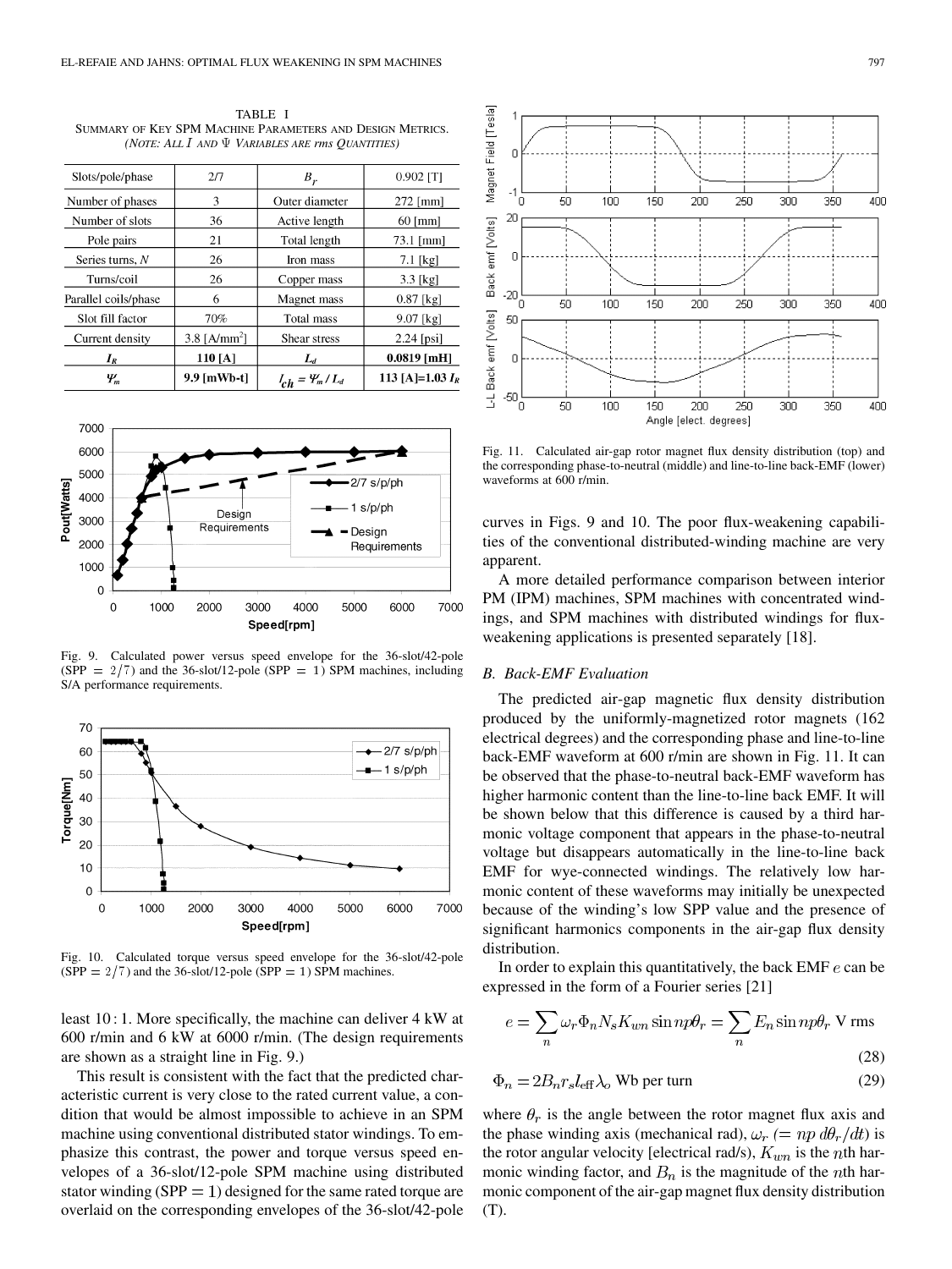TABLE I
SUMMARY OF KEY SPM MACHINE PARAMETERS AND DESIGN METRICS.
*(NOTE: ALL $I$ AND $\Psi$ VARIABLES ARE rms QUANTITIES)*

| Slots/pole/phase | 2/7 | $B_r$ | 0.902 [T] |
|---|---|---|---|
| Number of phases | 3 | Outer diameter | 272 [mm] |
| Number of slots | 36 | Active length | 60 [mm] |
| Pole pairs | 21 | Total length | 73.1 [mm] |
| Series turns, $N$ | 26 | Iron mass | 7.1 [kg] |
| Turns/coil | 26 | Copper mass | 3.3 [kg] |
| Parallel coils/phase | 6 | Magnet mass | 0.87 [kg] |
| Slot fill factor | 70% | Total mass | 9.07 [kg] |
| Current density | 3.8 [A/mm$^2$] | Shear stress | 2.24 [psi] |
| $I_R$ | **110 [A]** | $L_d$ | **0.0819 [mH]** |
| $\Psi_m$ | **9.9 [mWb-t]** | $I_{ch} = \Psi_m / L_d$ | **113 [A]=1.03 $I_R$** |

Fig. 9. Calculated power versus speed envelope for the 36-slot/42-pole (SPP $= 2/7$) and the 36-slot/12-pole (SPP $= 1$) SPM machines, including S/A performance requirements.

Fig. 10. Calculated torque versus speed envelope for the 36-slot/42-pole (SPP $= 2/7$) and the 36-slot/12-pole (SPP $= 1$) SPM machines.

least 10 : 1. More specifically, the machine can deliver 4 kW at 600 r/min and 6 kW at 6000 r/min. (The design requirements are shown as a straight line in Fig. 9.)

This result is consistent with the fact that the predicted characteristic current is very close to the rated current value, a condition that would be almost impossible to achieve in an SPM machine using conventional distributed stator windings. To emphasize this contrast, the power and torque versus speed envelopes of a 36-slot/12-pole SPM machine using distributed stator winding (SPP $= 1$) designed for the same rated torque are overlaid on the corresponding envelopes of the 36-slot/42-pole curves in Figs. 9 and 10. The poor flux-weakening capabilities of the conventional distributed-winding machine are very apparent.

Fig. 11. Calculated air-gap rotor magnet flux density distribution (top) and the corresponding phase-to-neutral (middle) and line-to-line back-EMF (lower) waveforms at 600 r/min.

A more detailed performance comparison between interior PM (IPM) machines, SPM machines with concentrated windings, and SPM machines with distributed windings for flux-weakening applications is presented separately [18].

### B. Back-EMF Evaluation

The predicted air-gap magnetic flux density distribution produced by the uniformly-magnetized rotor magnets (162 electrical degrees) and the corresponding phase and line-to-line back-EMF waveform at 600 r/min are shown in Fig. 11. It can be observed that the phase-to-neutral back-EMF waveform has higher harmonic content than the line-to-line back EMF. It will be shown below that this difference is caused by a third harmonic voltage component that appears in the phase-to-neutral voltage but disappears automatically in the line-to-line back EMF for wye-connected windings. The relatively low harmonic content of these waveforms may initially be unexpected because of the winding's low SPP value and the presence of significant harmonics components in the air-gap flux density distribution.

In order to explain this quantitatively, the back EMF $e$ can be expressed in the form of a Fourier series [21]

$$e = \sum_n \omega_r \Phi_n N_s K_{wn} \sin np\theta_r = \sum_n E_n \sin np\theta_r \text{ V rms} \tag{28}$$

$$\Phi_n = 2B_n r_s l_{\text{eff}} \lambda_o \text{ Wb per turn} \tag{29}$$

where $\theta_r$ is the angle between the rotor magnet flux axis and the phase winding axis (mechanical rad), $\omega_r$ $(= np\, d\theta_r/dt)$ is the rotor angular velocity [electrical rad/s), $K_{wn}$ is the $n$th harmonic winding factor, and $B_n$ is the magnitude of the $n$th harmonic component of the air-gap magnet flux density distribution (T).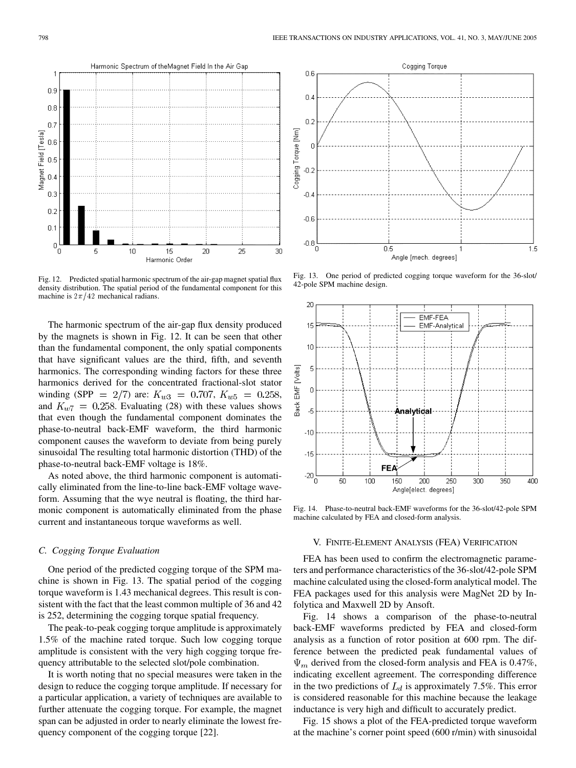Fig. 12. Predicted spatial harmonic spectrum of the air-gap magnet spatial flux density distribution. The spatial period of the fundamental component for this machine is $2\pi/42$ mechanical radians.

The harmonic spectrum of the air-gap flux density produced by the magnets is shown in Fig. 12. It can be seen that other than the fundamental component, the only spatial components that have significant values are the third, fifth, and seventh harmonics. The corresponding winding factors for these three harmonics derived for the concentrated fractional-slot stator winding (SPP $= 2/7$) are: $K_{w3} = 0.707$, $K_{w5} = 0.258$, and $K_{w7} = 0.258$. Evaluating (28) with these values shows that even though the fundamental component dominates the phase-to-neutral back-EMF waveform, the third harmonic component causes the waveform to deviate from being purely sinusoidal The resulting total harmonic distortion (THD) of the phase-to-neutral back-EMF voltage is 18%.

As noted above, the third harmonic component is automatically eliminated from the line-to-line back-EMF voltage waveform. Assuming that the wye neutral is floating, the third harmonic component is automatically eliminated from the phase current and instantaneous torque waveforms as well.

### C. Cogging Torque Evaluation

One period of the predicted cogging torque of the SPM machine is shown in Fig. 13. The spatial period of the cogging torque waveform is 1.43 mechanical degrees. This result is consistent with the fact that the least common multiple of 36 and 42 is 252, determining the cogging torque spatial frequency.

The peak-to-peak cogging torque amplitude is approximately 1.5% of the machine rated torque. Such low cogging torque amplitude is consistent with the very high cogging torque frequency attributable to the selected slot/pole combination.

It is worth noting that no special measures were taken in the design to reduce the cogging torque amplitude. If necessary for a particular application, a variety of techniques are available to further attenuate the cogging torque. For example, the magnet span can be adjusted in order to nearly eliminate the lowest frequency component of the cogging torque [22].

Fig. 13. One period of predicted cogging torque waveform for the 36-slot/42-pole SPM machine design.

Fig. 14. Phase-to-neutral back-EMF waveforms for the 36-slot/42-pole SPM machine calculated by FEA and closed-form analysis.

## V. Finite-Element Analysis (FEA) Verification

FEA has been used to confirm the electromagnetic parameters and performance characteristics of the 36-slot/42-pole SPM machine calculated using the closed-form analytical model. The FEA packages used for this analysis were MagNet 2D by Infolytica and Maxwell 2D by Ansoft.

Fig. 14 shows a comparison of the phase-to-neutral back-EMF waveforms predicted by FEA and closed-form analysis as a function of rotor position at 600 rpm. The difference between the predicted peak fundamental values of $\Psi_m$ derived from the closed-form analysis and FEA is 0.47%, indicating excellent agreement. The corresponding difference in the two predictions of $L_d$ is approximately 7.5%. This error is considered reasonable for this machine because the leakage inductance is very high and difficult to accurately predict.

Fig. 15 shows a plot of the FEA-predicted torque waveform at the machine's corner point speed (600 r/min) with sinusoidal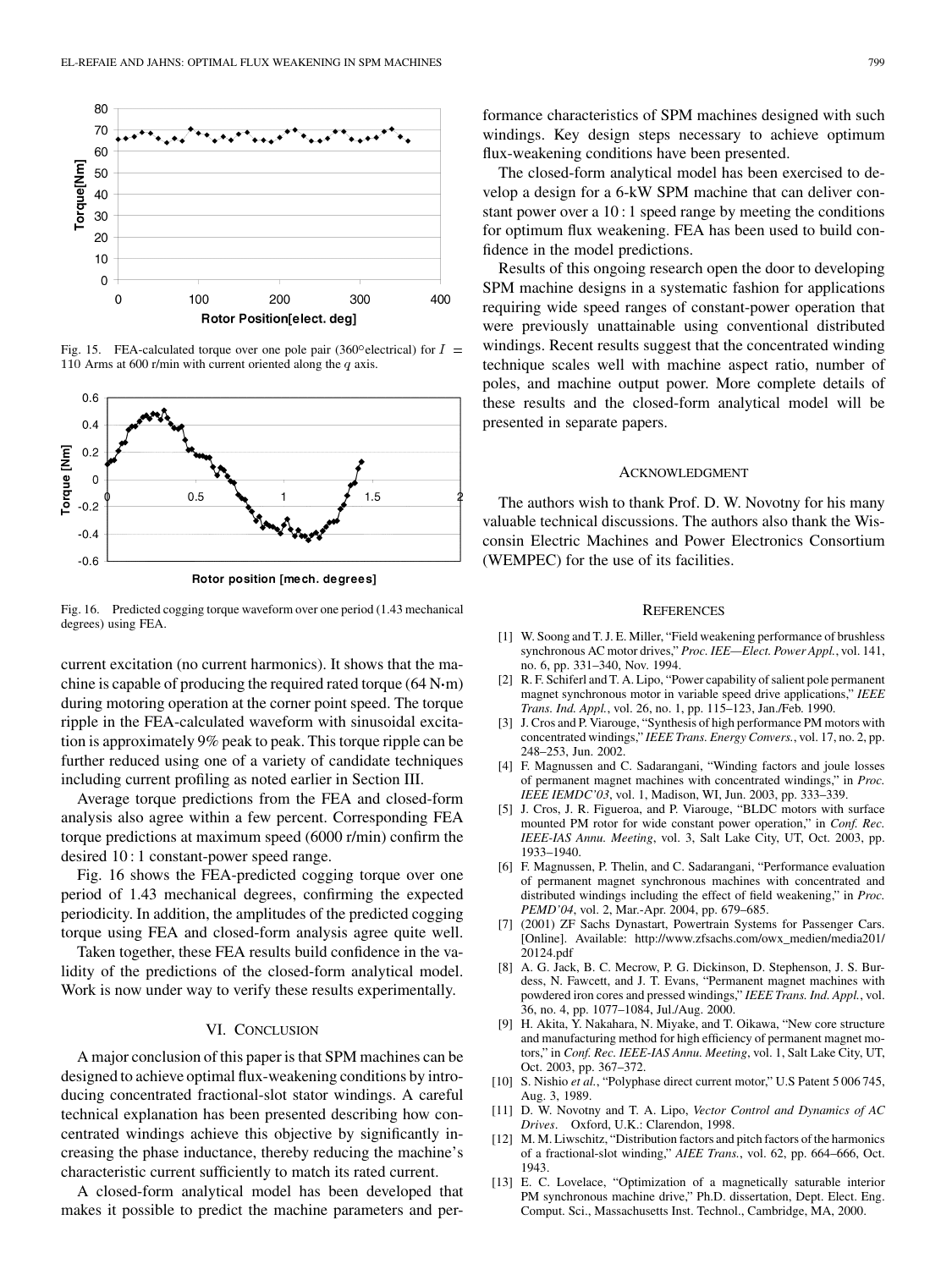Fig. 15. FEA-calculated torque over one pole pair (360° electrical) for $I = 110$ Arms at 600 r/min with current oriented along the $q$ axis.

Fig. 16. Predicted cogging torque waveform over one period (1.43 mechanical degrees) using FEA.

current excitation (no current harmonics). It shows that the machine is capable of producing the required rated torque (64 N·m) during motoring operation at the corner point speed. The torque ripple in the FEA-calculated waveform with sinusoidal excitation is approximately 9% peak to peak. This torque ripple can be further reduced using one of a variety of candidate techniques including current profiling as noted earlier in Section III.

Average torque predictions from the FEA and closed-form analysis also agree within a few percent. Corresponding FEA torque predictions at maximum speed (6000 r/min) confirm the desired 10 : 1 constant-power speed range.

Fig. 16 shows the FEA-predicted cogging torque over one period of 1.43 mechanical degrees, confirming the expected periodicity. In addition, the amplitudes of the predicted cogging torque using FEA and closed-form analysis agree quite well.

Taken together, these FEA results build confidence in the validity of the predictions of the closed-form analytical model. Work is now under way to verify these results experimentally.

## VI. Conclusion

A major conclusion of this paper is that SPM machines can be designed to achieve optimal flux-weakening conditions by introducing concentrated fractional-slot stator windings. A careful technical explanation has been presented describing how concentrated windings achieve this objective by significantly increasing the phase inductance, thereby reducing the machine's characteristic current sufficiently to match its rated current.

A closed-form analytical model has been developed that makes it possible to predict the machine parameters and performance characteristics of SPM machines designed with such windings. Key design steps necessary to achieve optimum flux-weakening conditions have been presented.

The closed-form analytical model has been exercised to develop a design for a 6-kW SPM machine that can deliver constant power over a 10 : 1 speed range by meeting the conditions for optimum flux weakening. FEA has been used to build confidence in the model predictions.

Results of this ongoing research open the door to developing SPM machine designs in a systematic fashion for applications requiring wide speed ranges of constant-power operation that were previously unattainable using conventional distributed windings. Recent results suggest that the concentrated winding technique scales well with machine aspect ratio, number of poles, and machine output power. More complete details of these results and the closed-form analytical model will be presented in separate papers.

## Acknowledgment

The authors wish to thank Prof. D. W. Novotny for his many valuable technical discussions. The authors also thank the Wisconsin Electric Machines and Power Electronics Consortium (WEMPEC) for the use of its facilities.

## References

[1] W. Soong and T. J. E. Miller, "Field weakening performance of brushless synchronous AC motor drives," *Proc. IEE—Elect. Power Appl.*, vol. 141, no. 6, pp. 331–340, Nov. 1994.

[2] R. F. Schiferl and T. A. Lipo, "Power capability of salient pole permanent magnet synchronous motor in variable speed drive applications," *IEEE Trans. Ind. Appl.*, vol. 26, no. 1, pp. 115–123, Jan./Feb. 1990.

[3] J. Cros and P. Viarouge, "Synthesis of high performance PM motors with concentrated windings," *IEEE Trans. Energy Convers.*, vol. 17, no. 2, pp. 248–253, Jun. 2002.

[4] F. Magnussen and C. Sadarangani, "Winding factors and joule losses of permanent magnet machines with concentrated windings," in *Proc. IEEE IEMDC'03*, vol. 1, Madison, WI, Jun. 2003, pp. 333–339.

[5] J. Cros, J. R. Figueroa, and P. Viarouge, "BLDC motors with surface mounted PM rotor for wide constant power operation," in *Conf. Rec. IEEE-IAS Annu. Meeting*, vol. 3, Salt Lake City, UT, Oct. 2003, pp. 1933–1940.

[6] F. Magnussen, P. Thelin, and C. Sadarangani, "Performance evaluation of permanent magnet synchronous machines with concentrated and distributed windings including the effect of field weakening," in *Proc. PEMD'04*, vol. 2, Mar.-Apr. 2004, pp. 679–685.

[7] (2001) ZF Sachs Dynastart, Powertrain Systems for Passenger Cars. [Online]. Available: http://www.zfsachs.com/owx_medien/media201/20124.pdf

[8] A. G. Jack, B. C. Mecrow, P. G. Dickinson, D. Stephenson, J. S. Burdess, N. Fawcett, and J. T. Evans, "Permanent magnet machines with powdered iron cores and pressed windings," *IEEE Trans. Ind. Appl.*, vol. 36, no. 4, pp. 1077–1084, Jul./Aug. 2000.

[9] H. Akita, Y. Nakahara, N. Miyake, and T. Oikawa, "New core structure and manufacturing method for high efficiency of permanent magnet motors," in *Conf. Rec. IEEE-IAS Annu. Meeting*, vol. 1, Salt Lake City, UT, Oct. 2003, pp. 367–372.

[10] S. Nishio *et al.*, "Polyphase direct current motor," U.S Patent 5 006 745, Aug. 3, 1989.

[11] D. W. Novotny and T. A. Lipo, *Vector Control and Dynamics of AC Drives*. Oxford, U.K.: Clarendon, 1998.

[12] M. M. Liwschitz, "Distribution factors and pitch factors of the harmonics of a fractional-slot winding," *AIEE Trans.*, vol. 62, pp. 664–666, Oct. 1943.

[13] E. C. Lovelace, "Optimization of a magnetically saturable interior PM synchronous machine drive," Ph.D. dissertation, Dept. Elect. Eng. Comput. Sci., Massachusetts Inst. Technol., Cambridge, MA, 2000.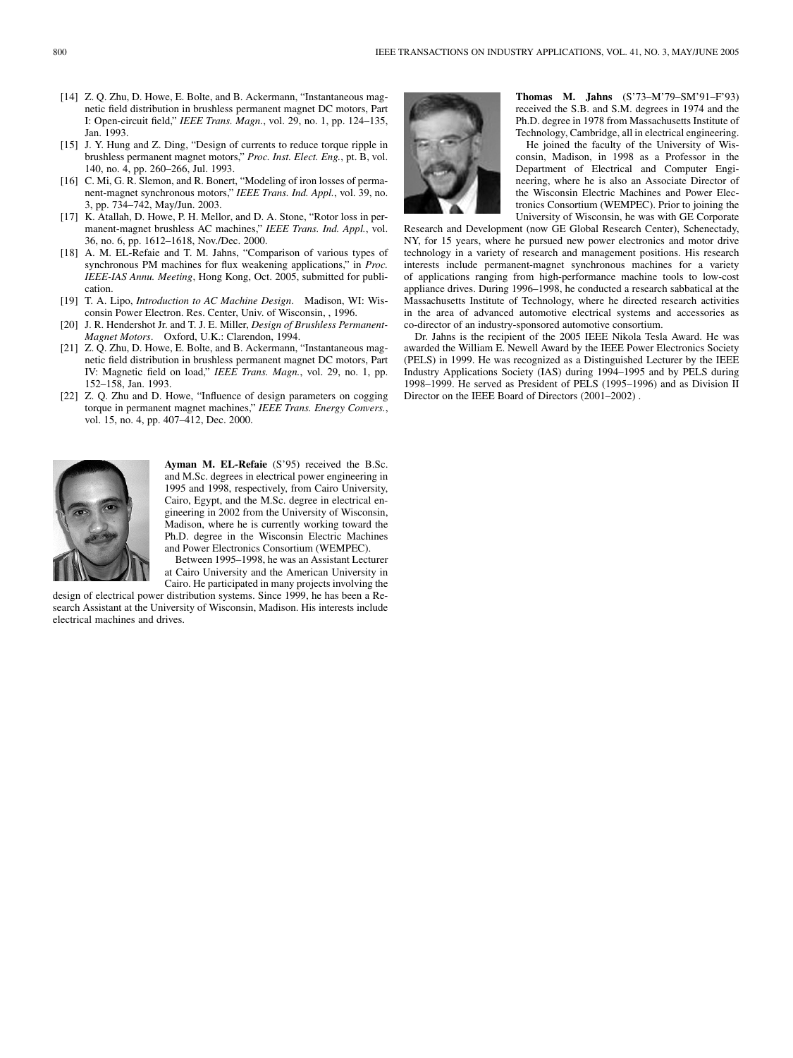[14] Z. Q. Zhu, D. Howe, E. Bolte, and B. Ackermann, "Instantaneous magnetic field distribution in brushless permanent magnet DC motors, Part I: Open-circuit field," *IEEE Trans. Magn.*, vol. 29, no. 1, pp. 124–135, Jan. 1993.

[15] J. Y. Hung and Z. Ding, "Design of currents to reduce torque ripple in brushless permanent magnet motors," *Proc. Inst. Elect. Eng.*, pt. B, vol. 140, no. 4, pp. 260–266, Jul. 1993.

[16] C. Mi, G. R. Slemon, and R. Bonert, "Modeling of iron losses of permanent-magnet synchronous motors," *IEEE Trans. Ind. Appl.*, vol. 39, no. 3, pp. 734–742, May/Jun. 2003.

[17] K. Atallah, D. Howe, P. H. Mellor, and D. A. Stone, "Rotor loss in permanent-magnet brushless AC machines," *IEEE Trans. Ind. Appl.*, vol. 36, no. 6, pp. 1612–1618, Nov./Dec. 2000.

[18] A. M. EL-Refaie and T. M. Jahns, "Comparison of various types of synchronous PM machines for flux weakening applications," in *Proc. IEEE-IAS Annu. Meeting*, Hong Kong, Oct. 2005, submitted for publication.

[19] T. A. Lipo, *Introduction to AC Machine Design*. Madison, WI: Wisconsin Power Electron. Res. Center, Univ. of Wisconsin, , 1996.

[20] J. R. Hendershot Jr. and T. J. E. Miller, *Design of Brushless Permanent-Magnet Motors*. Oxford, U.K.: Clarendon, 1994.

[21] Z. Q. Zhu, D. Howe, E. Bolte, and B. Ackermann, "Instantaneous magnetic field distribution in brushless permanent magnet DC motors, Part IV: Magnetic field on load," *IEEE Trans. Magn.*, vol. 29, no. 1, pp. 152–158, Jan. 1993.

[22] Z. Q. Zhu and D. Howe, "Influence of design parameters on cogging torque in permanent magnet machines," *IEEE Trans. Energy Convers.*, vol. 15, no. 4, pp. 407–412, Dec. 2000.

**Ayman M. EL-Refaie** (S'95) received the B.Sc. and M.Sc. degrees in electrical power engineering in 1995 and 1998, respectively, from Cairo University, Cairo, Egypt, and the M.Sc. degree in electrical engineering in 2002 from the University of Wisconsin, Madison, where he is currently working toward the Ph.D. degree in the Wisconsin Electric Machines and Power Electronics Consortium (WEMPEC).

Between 1995–1998, he was an Assistant Lecturer at Cairo University and the American University in Cairo. He participated in many projects involving the design of electrical power distribution systems. Since 1999, he has been a Research Assistant at the University of Wisconsin, Madison. His interests include electrical machines and drives.

**Thomas M. Jahns** (S'73–M'79–SM'91–F'93) received the S.B. and S.M. degrees in 1974 and the Ph.D. degree in 1978 from Massachusetts Institute of Technology, Cambridge, all in electrical engineering.

He joined the faculty of the University of Wisconsin, Madison, in 1998 as a Professor in the Department of Electrical and Computer Engineering, where he is also an Associate Director of the Wisconsin Electric Machines and Power Electronics Consortium (WEMPEC). Prior to joining the University of Wisconsin, he was with GE Corporate Research and Development (now GE Global Research Center), Schenectady, NY, for 15 years, where he pursued new power electronics and motor drive technology in a variety of research and management positions. His research interests include permanent-magnet synchronous machines for a variety of applications ranging from high-performance machine tools to low-cost appliance drives. During 1996–1998, he conducted a research sabbatical at the Massachusetts Institute of Technology, where he directed research activities in the area of advanced automotive electrical systems and accessories as co-director of an industry-sponsored automotive consortium.

Dr. Jahns is the recipient of the 2005 IEEE Nikola Tesla Award. He was awarded the William E. Newell Award by the IEEE Power Electronics Society (PELS) in 1999. He was recognized as a Distinguished Lecturer by the IEEE Industry Applications Society (IAS) during 1994–1995 and by PELS during 1998–1999. He served as President of PELS (1995–1996) and as Division II Director on the IEEE Board of Directors (2001–2002) .